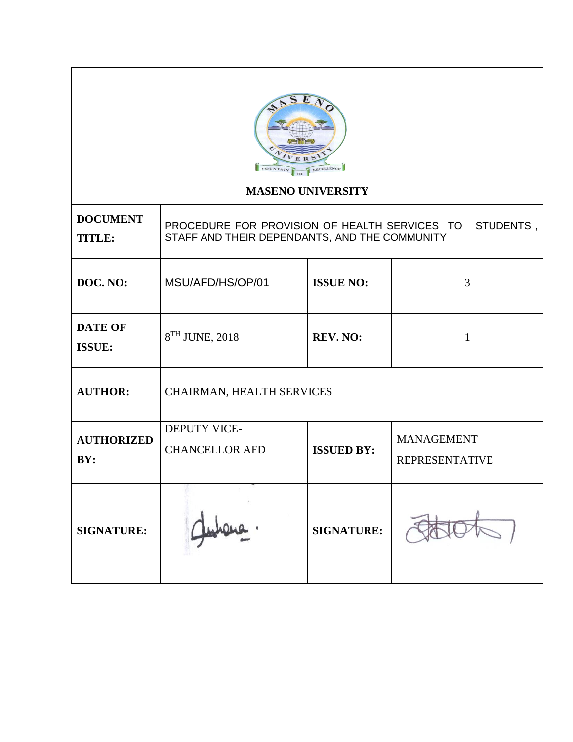# MASENO UNIVERSITY

| | | | |
|---|---|---|---|
| **DOCUMENT TITLE:** | PROCEDURE FOR PROVISION OF HEALTH SERVICES TO STUDENTS , STAFF AND THEIR DEPENDANTS, AND THE COMMUNITY | | |
| **DOC. NO:** | MSU/AFD/HS/OP/01 | **ISSUE NO:** | 3 |
| **DATE OF ISSUE:** | 8TH JUNE, 2018 | **REV. NO:** | 1 |
| **AUTHOR:** | CHAIRMAN, HEALTH SERVICES | | |
| **AUTHORIZED BY:** | DEPUTY VICE-CHANCELLOR AFD | **ISSUED BY:** | MANAGEMENT REPRESENTATIVE |
| **SIGNATURE:** | | **SIGNATURE:** | |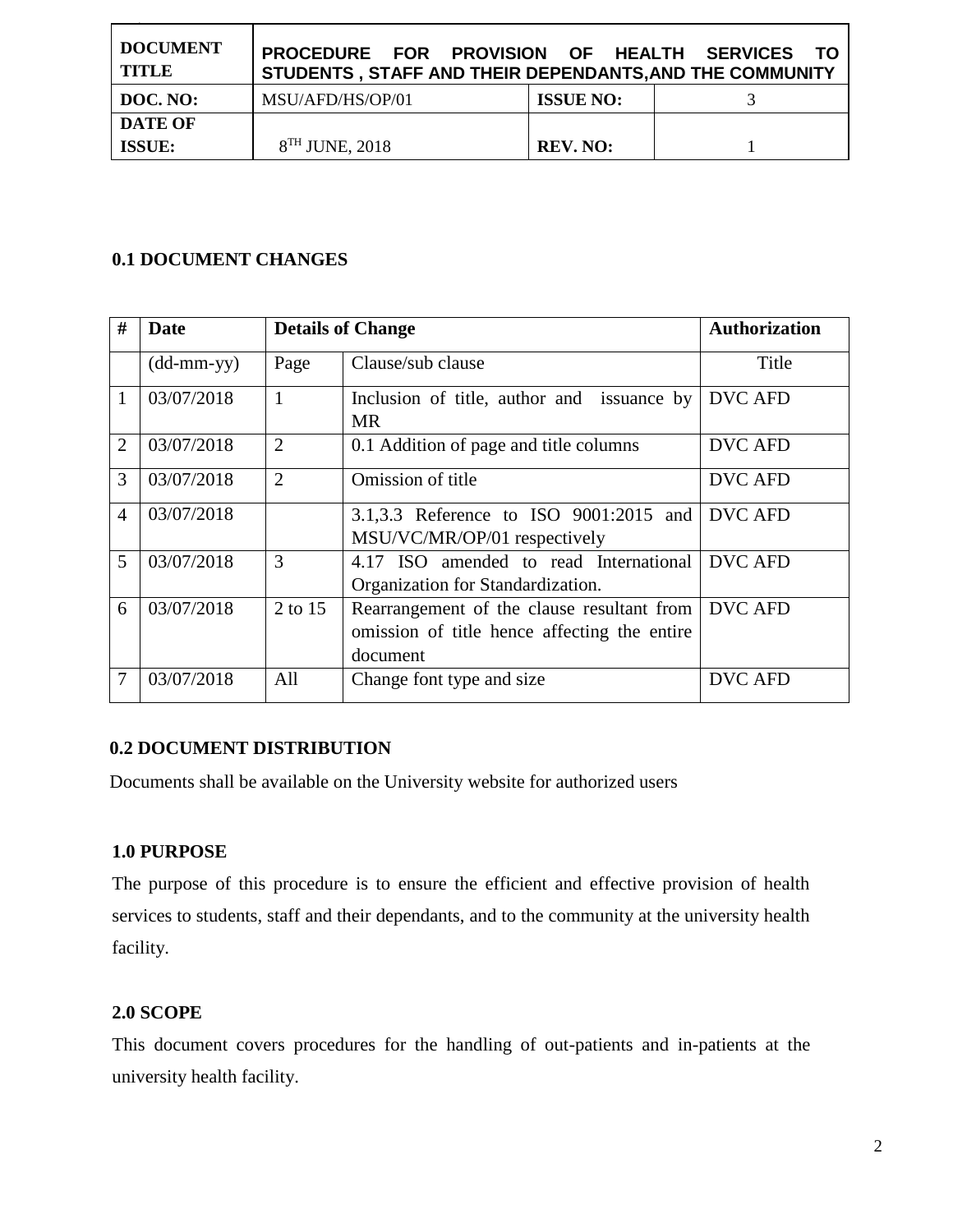| DOCUMENT TITLE | PROCEDURE FOR PROVISION OF HEALTH SERVICES TO STUDENTS , STAFF AND THEIR DEPENDANTS,AND THE COMMUNITY | | |
|---|---|---|---|
| DOC. NO: | MSU/AFD/HS/OP/01 | ISSUE NO: | 3 |
| DATE OF ISSUE: | 8TH JUNE, 2018 | REV. NO: | 1 |

## 0.1 DOCUMENT CHANGES

| # | Date | Details of Change | | Authorization |
|---|---|---|---|---|
| | (dd-mm-yy) | Page | Clause/sub clause | Title |
| 1 | 03/07/2018 | 1 | Inclusion of title, author and issuance by MR | DVC AFD |
| 2 | 03/07/2018 | 2 | 0.1 Addition of page and title columns | DVC AFD |
| 3 | 03/07/2018 | 2 | Omission of title | DVC AFD |
| 4 | 03/07/2018 | | 3.1,3.3 Reference to ISO 9001:2015 and MSU/VC/MR/OP/01 respectively | DVC AFD |
| 5 | 03/07/2018 | 3 | 4.17 ISO amended to read International Organization for Standardization. | DVC AFD |
| 6 | 03/07/2018 | 2 to 15 | Rearrangement of the clause resultant from omission of title hence affecting the entire document | DVC AFD |
| 7 | 03/07/2018 | All | Change font type and size | DVC AFD |

## 0.2 DOCUMENT DISTRIBUTION

Documents shall be available on the University website for authorized users

## 1.0 PURPOSE

The purpose of this procedure is to ensure the efficient and effective provision of health services to students, staff and their dependants, and to the community at the university health facility.

## 2.0 SCOPE

This document covers procedures for the handling of out-patients and in-patients at the university health facility.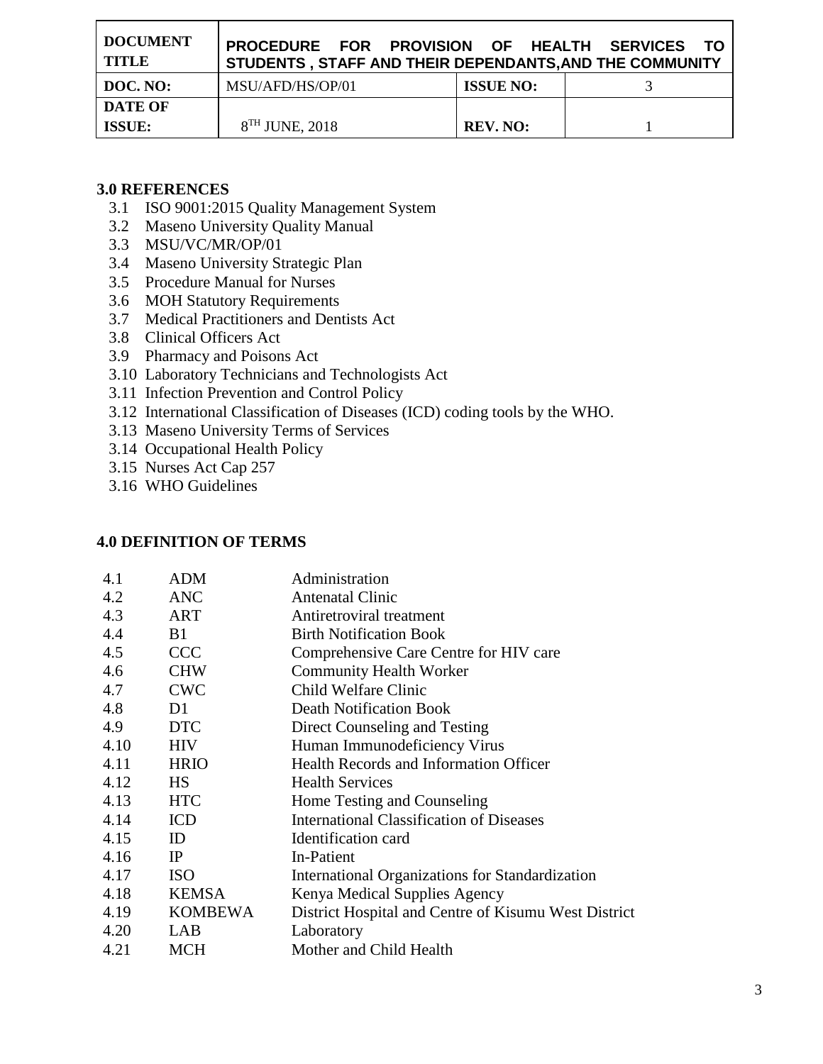| DOCUMENT TITLE | PROCEDURE FOR PROVISION OF HEALTH SERVICES TO STUDENTS , STAFF AND THEIR DEPENDANTS,AND THE COMMUNITY | | |
|---|---|---|---|
| DOC. NO: | MSU/AFD/HS/OP/01 | ISSUE NO: | 3 |
| DATE OF ISSUE: | 8TH JUNE, 2018 | REV. NO: | 1 |

## 3.0 REFERENCES

3.1 ISO 9001:2015 Quality Management System
3.2 Maseno University Quality Manual
3.3 MSU/VC/MR/OP/01
3.4 Maseno University Strategic Plan
3.5 Procedure Manual for Nurses
3.6 MOH Statutory Requirements
3.7 Medical Practitioners and Dentists Act
3.8 Clinical Officers Act
3.9 Pharmacy and Poisons Act
3.10 Laboratory Technicians and Technologists Act
3.11 Infection Prevention and Control Policy
3.12 International Classification of Diseases (ICD) coding tools by the WHO.
3.13 Maseno University Terms of Services
3.14 Occupational Health Policy
3.15 Nurses Act Cap 257
3.16 WHO Guidelines

## 4.0 DEFINITION OF TERMS

| | | |
|---|---|---|
| 4.1 | ADM | Administration |
| 4.2 | ANC | Antenatal Clinic |
| 4.3 | ART | Antiretroviral treatment |
| 4.4 | B1 | Birth Notification Book |
| 4.5 | CCC | Comprehensive Care Centre for HIV care |
| 4.6 | CHW | Community Health Worker |
| 4.7 | CWC | Child Welfare Clinic |
| 4.8 | D1 | Death Notification Book |
| 4.9 | DTC | Direct Counseling and Testing |
| 4.10 | HIV | Human Immunodeficiency Virus |
| 4.11 | HRIO | Health Records and Information Officer |
| 4.12 | HS | Health Services |
| 4.13 | HTC | Home Testing and Counseling |
| 4.14 | ICD | International Classification of Diseases |
| 4.15 | ID | Identification card |
| 4.16 | IP | In-Patient |
| 4.17 | ISO | International Organizations for Standardization |
| 4.18 | KEMSA | Kenya Medical Supplies Agency |
| 4.19 | KOMBEWA | District Hospital and Centre of Kisumu West District |
| 4.20 | LAB | Laboratory |
| 4.21 | MCH | Mother and Child Health |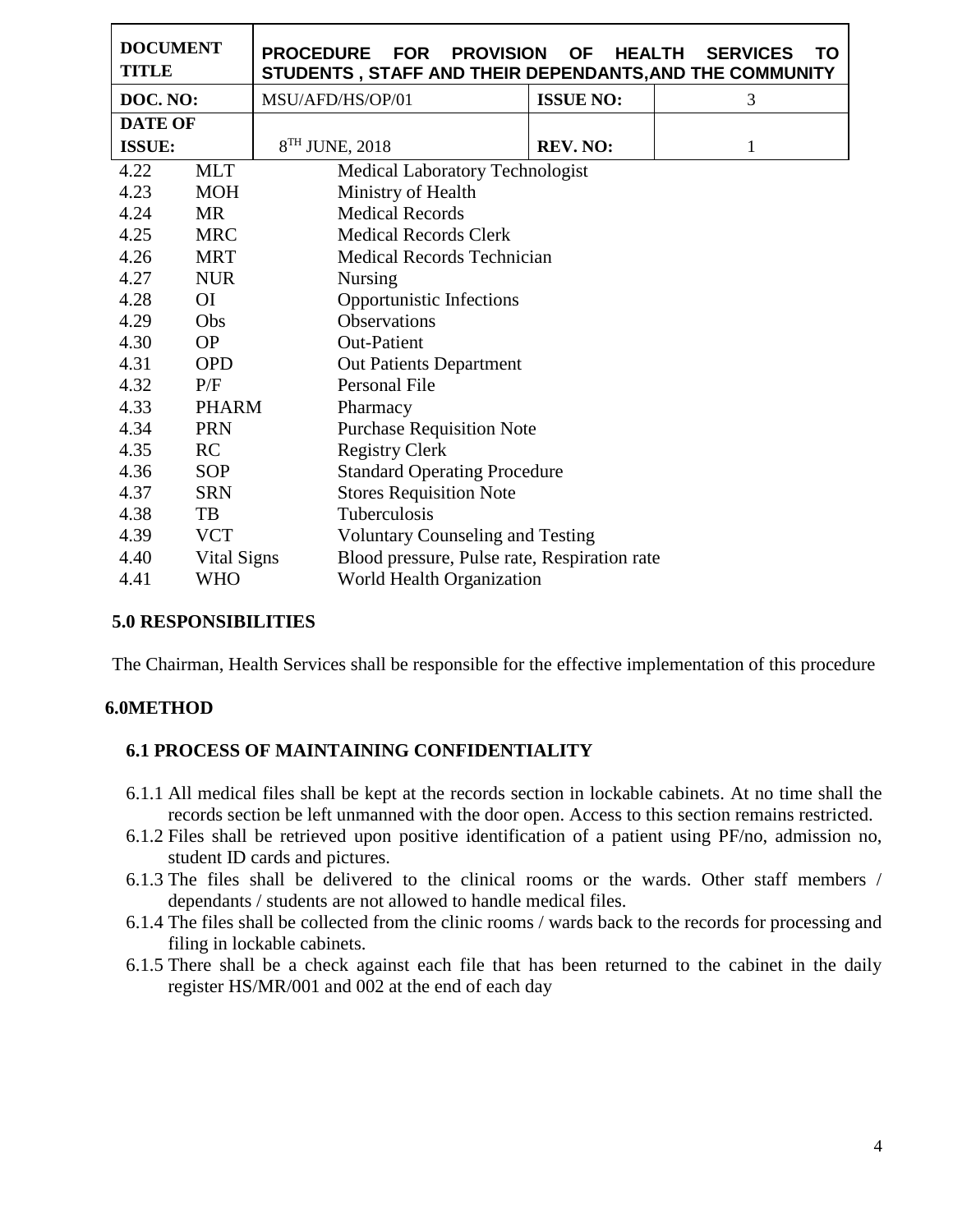| | | | |
|---|---|---|---|
| 4.22 | MLT | Medical Laboratory Technologist |
| 4.23 | MOH | Ministry of Health |
| 4.24 | MR | Medical Records |
| 4.25 | MRC | Medical Records Clerk |
| 4.26 | MRT | Medical Records Technician |
| 4.27 | NUR | Nursing |
| 4.28 | OI | Opportunistic Infections |
| 4.29 | Obs | Observations |
| 4.30 | OP | Out-Patient |
| 4.31 | OPD | Out Patients Department |
| 4.32 | P/F | Personal File |
| 4.33 | PHARM | Pharmacy |
| 4.34 | PRN | Purchase Requisition Note |
| 4.35 | RC | Registry Clerk |
| 4.36 | SOP | Standard Operating Procedure |
| 4.37 | SRN | Stores Requisition Note |
| 4.38 | TB | Tuberculosis |
| 4.39 | VCT | Voluntary Counseling and Testing |
| 4.40 | Vital Signs | Blood pressure, Pulse rate, Respiration rate |
| 4.41 | WHO | World Health Organization |

## 5.0 RESPONSIBILITIES

The Chairman, Health Services shall be responsible for the effective implementation of this procedure

## 6.0METHOD

### 6.1 PROCESS OF MAINTAINING CONFIDENTIALITY

6.1.1 All medical files shall be kept at the records section in lockable cabinets. At no time shall the records section be left unmanned with the door open. Access to this section remains restricted.

6.1.2 Files shall be retrieved upon positive identification of a patient using PF/no, admission no, student ID cards and pictures.

6.1.3 The files shall be delivered to the clinical rooms or the wards. Other staff members / dependants / students are not allowed to handle medical files.

6.1.4 The files shall be collected from the clinic rooms / wards back to the records for processing and filing in lockable cabinets.

6.1.5 There shall be a check against each file that has been returned to the cabinet in the daily register HS/MR/001 and 002 at the end of each day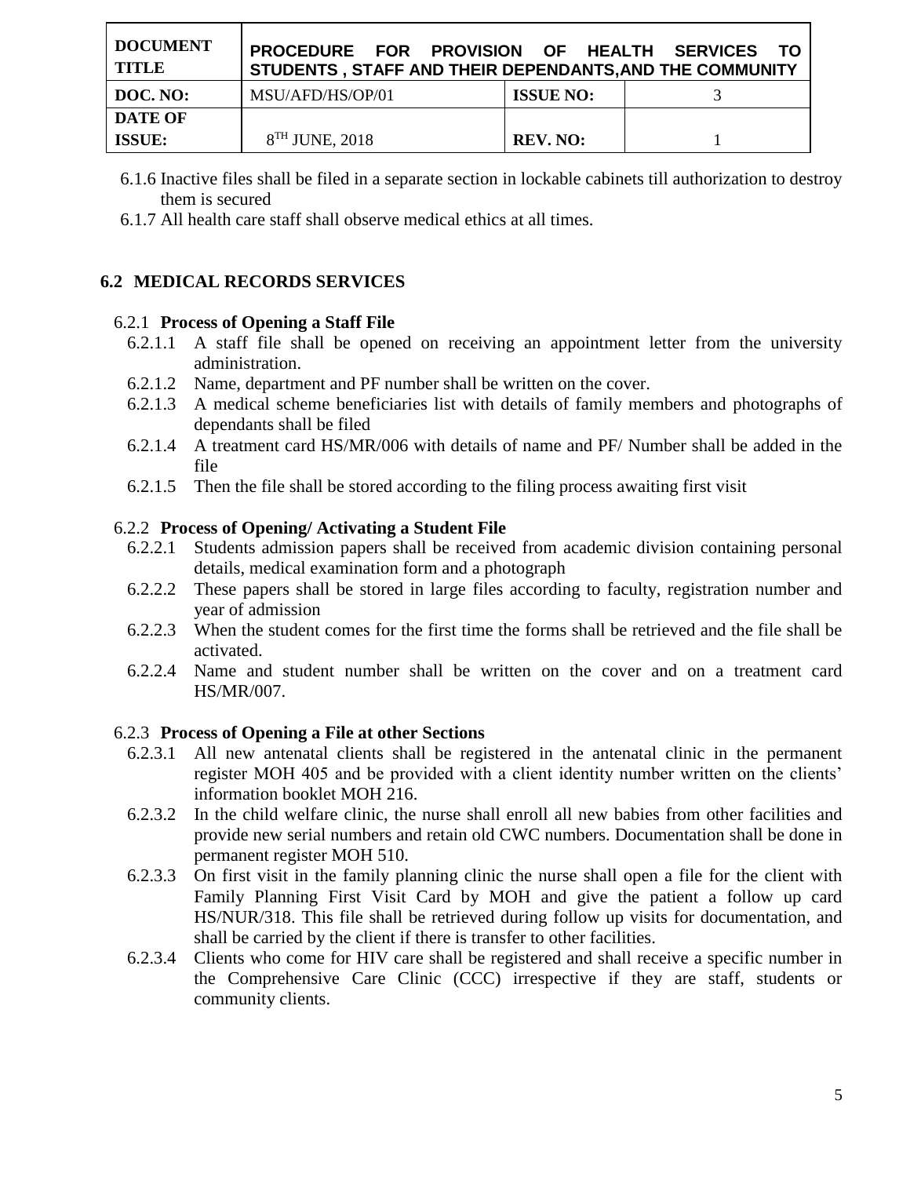6.1.6 Inactive files shall be filed in a separate section in lockable cabinets till authorization to destroy them is secured

6.1.7 All health care staff shall observe medical ethics at all times.

## 6.2 MEDICAL RECORDS SERVICES

### 6.2.1 Process of Opening a Staff File

6.2.1.1 A staff file shall be opened on receiving an appointment letter from the university administration.

6.2.1.2 Name, department and PF number shall be written on the cover.

6.2.1.3 A medical scheme beneficiaries list with details of family members and photographs of dependants shall be filed

6.2.1.4 A treatment card HS/MR/006 with details of name and PF/ Number shall be added in the file

6.2.1.5 Then the file shall be stored according to the filing process awaiting first visit

### 6.2.2 Process of Opening/ Activating a Student File

6.2.2.1 Students admission papers shall be received from academic division containing personal details, medical examination form and a photograph

6.2.2.2 These papers shall be stored in large files according to faculty, registration number and year of admission

6.2.2.3 When the student comes for the first time the forms shall be retrieved and the file shall be activated.

6.2.2.4 Name and student number shall be written on the cover and on a treatment card HS/MR/007.

### 6.2.3 Process of Opening a File at other Sections

6.2.3.1 All new antenatal clients shall be registered in the antenatal clinic in the permanent register MOH 405 and be provided with a client identity number written on the clients' information booklet MOH 216.

6.2.3.2 In the child welfare clinic, the nurse shall enroll all new babies from other facilities and provide new serial numbers and retain old CWC numbers. Documentation shall be done in permanent register MOH 510.

6.2.3.3 On first visit in the family planning clinic the nurse shall open a file for the client with Family Planning First Visit Card by MOH and give the patient a follow up card HS/NUR/318. This file shall be retrieved during follow up visits for documentation, and shall be carried by the client if there is transfer to other facilities.

6.2.3.4 Clients who come for HIV care shall be registered and shall receive a specific number in the Comprehensive Care Clinic (CCC) irrespective if they are staff, students or community clients.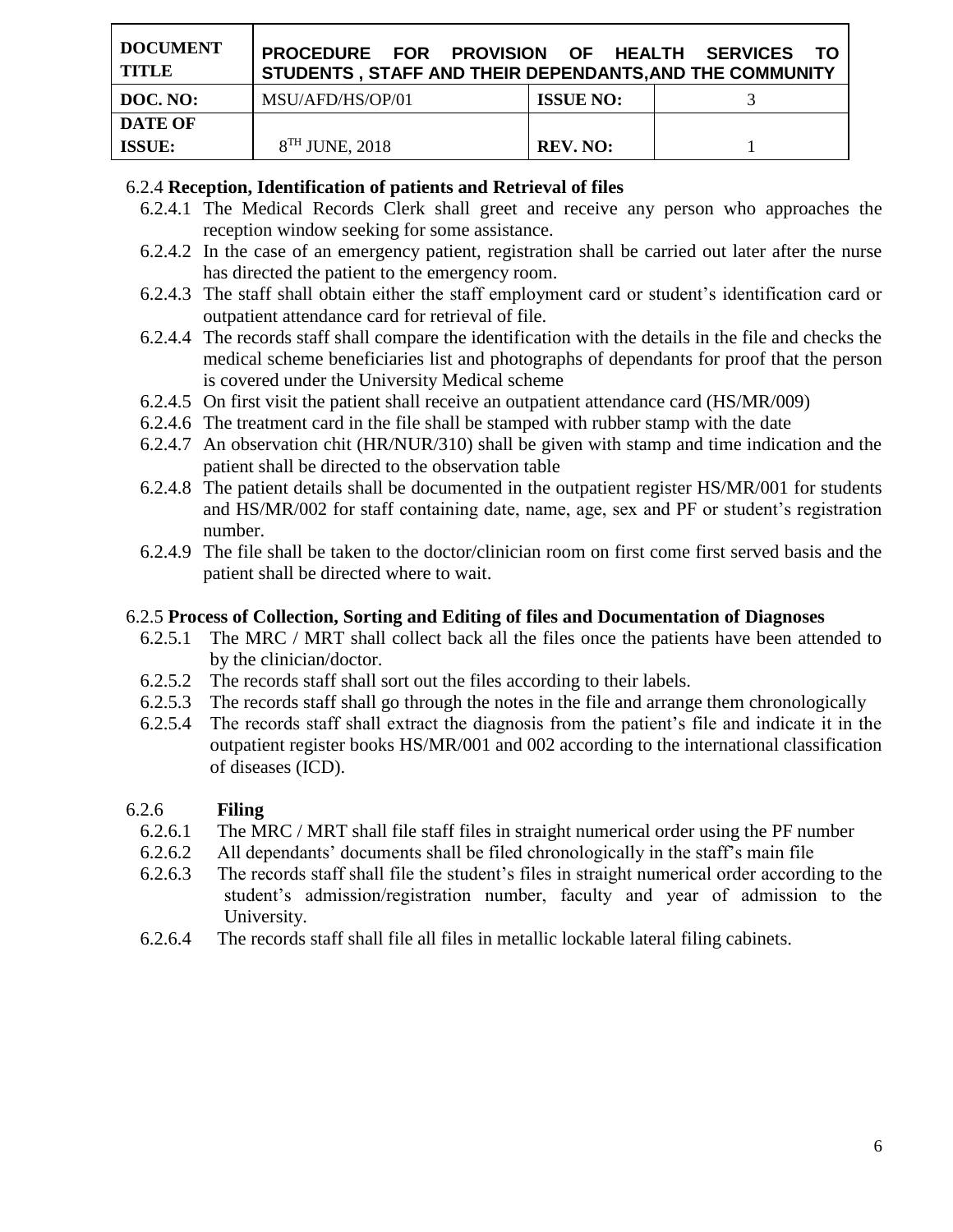### 6.2.4 Reception, Identification of patients and Retrieval of files

- 6.2.4.1 The Medical Records Clerk shall greet and receive any person who approaches the reception window seeking for some assistance.
- 6.2.4.2 In the case of an emergency patient, registration shall be carried out later after the nurse has directed the patient to the emergency room.
- 6.2.4.3 The staff shall obtain either the staff employment card or student's identification card or outpatient attendance card for retrieval of file.
- 6.2.4.4 The records staff shall compare the identification with the details in the file and checks the medical scheme beneficiaries list and photographs of dependants for proof that the person is covered under the University Medical scheme
- 6.2.4.5 On first visit the patient shall receive an outpatient attendance card (HS/MR/009)
- 6.2.4.6 The treatment card in the file shall be stamped with rubber stamp with the date
- 6.2.4.7 An observation chit (HR/NUR/310) shall be given with stamp and time indication and the patient shall be directed to the observation table
- 6.2.4.8 The patient details shall be documented in the outpatient register HS/MR/001 for students and HS/MR/002 for staff containing date, name, age, sex and PF or student's registration number.
- 6.2.4.9 The file shall be taken to the doctor/clinician room on first come first served basis and the patient shall be directed where to wait.

### 6.2.5 Process of Collection, Sorting and Editing of files and Documentation of Diagnoses

- 6.2.5.1 The MRC / MRT shall collect back all the files once the patients have been attended to by the clinician/doctor.
- 6.2.5.2 The records staff shall sort out the files according to their labels.
- 6.2.5.3 The records staff shall go through the notes in the file and arrange them chronologically
- 6.2.5.4 The records staff shall extract the diagnosis from the patient's file and indicate it in the outpatient register books HS/MR/001 and 002 according to the international classification of diseases (ICD).

### 6.2.6 Filing

- 6.2.6.1 The MRC / MRT shall file staff files in straight numerical order using the PF number
- 6.2.6.2 All dependants' documents shall be filed chronologically in the staff's main file
- 6.2.6.3 The records staff shall file the student's files in straight numerical order according to the student's admission/registration number, faculty and year of admission to the University.
- 6.2.6.4 The records staff shall file all files in metallic lockable lateral filing cabinets.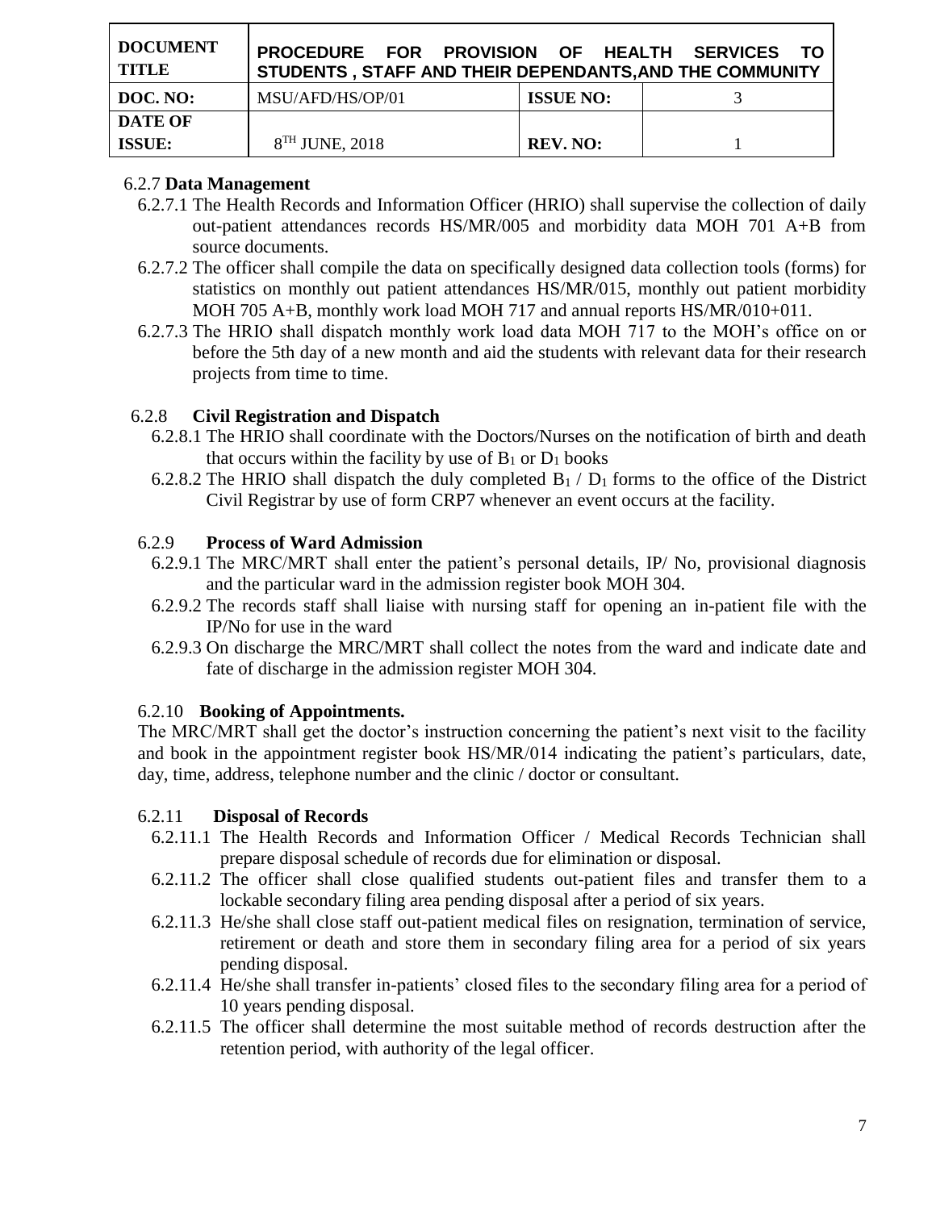### 6.2.7 **Data Management**

6.2.7.1 The Health Records and Information Officer (HRIO) shall supervise the collection of daily out-patient attendances records HS/MR/005 and morbidity data MOH 701 A+B from source documents.

6.2.7.2 The officer shall compile the data on specifically designed data collection tools (forms) for statistics on monthly out patient attendances HS/MR/015, monthly out patient morbidity MOH 705 A+B, monthly work load MOH 717 and annual reports HS/MR/010+011.

6.2.7.3 The HRIO shall dispatch monthly work load data MOH 717 to the MOH's office on or before the 5th day of a new month and aid the students with relevant data for their research projects from time to time.

### 6.2.8 **Civil Registration and Dispatch**

6.2.8.1 The HRIO shall coordinate with the Doctors/Nurses on the notification of birth and death that occurs within the facility by use of $B_1$ or $D_1$ books

6.2.8.2 The HRIO shall dispatch the duly completed $B_1$ / $D_1$ forms to the office of the District Civil Registrar by use of form CRP7 whenever an event occurs at the facility.

### 6.2.9 **Process of Ward Admission**

6.2.9.1 The MRC/MRT shall enter the patient's personal details, IP/ No, provisional diagnosis and the particular ward in the admission register book MOH 304.

6.2.9.2 The records staff shall liaise with nursing staff for opening an in-patient file with the IP/No for use in the ward

6.2.9.3 On discharge the MRC/MRT shall collect the notes from the ward and indicate date and fate of discharge in the admission register MOH 304.

### 6.2.10 **Booking of Appointments.**

The MRC/MRT shall get the doctor's instruction concerning the patient's next visit to the facility and book in the appointment register book HS/MR/014 indicating the patient's particulars, date, day, time, address, telephone number and the clinic / doctor or consultant.

### 6.2.11 **Disposal of Records**

6.2.11.1 The Health Records and Information Officer / Medical Records Technician shall prepare disposal schedule of records due for elimination or disposal.

6.2.11.2 The officer shall close qualified students out-patient files and transfer them to a lockable secondary filing area pending disposal after a period of six years.

6.2.11.3 He/she shall close staff out-patient medical files on resignation, termination of service, retirement or death and store them in secondary filing area for a period of six years pending disposal.

6.2.11.4 He/she shall transfer in-patients' closed files to the secondary filing area for a period of 10 years pending disposal.

6.2.11.5 The officer shall determine the most suitable method of records destruction after the retention period, with authority of the legal officer.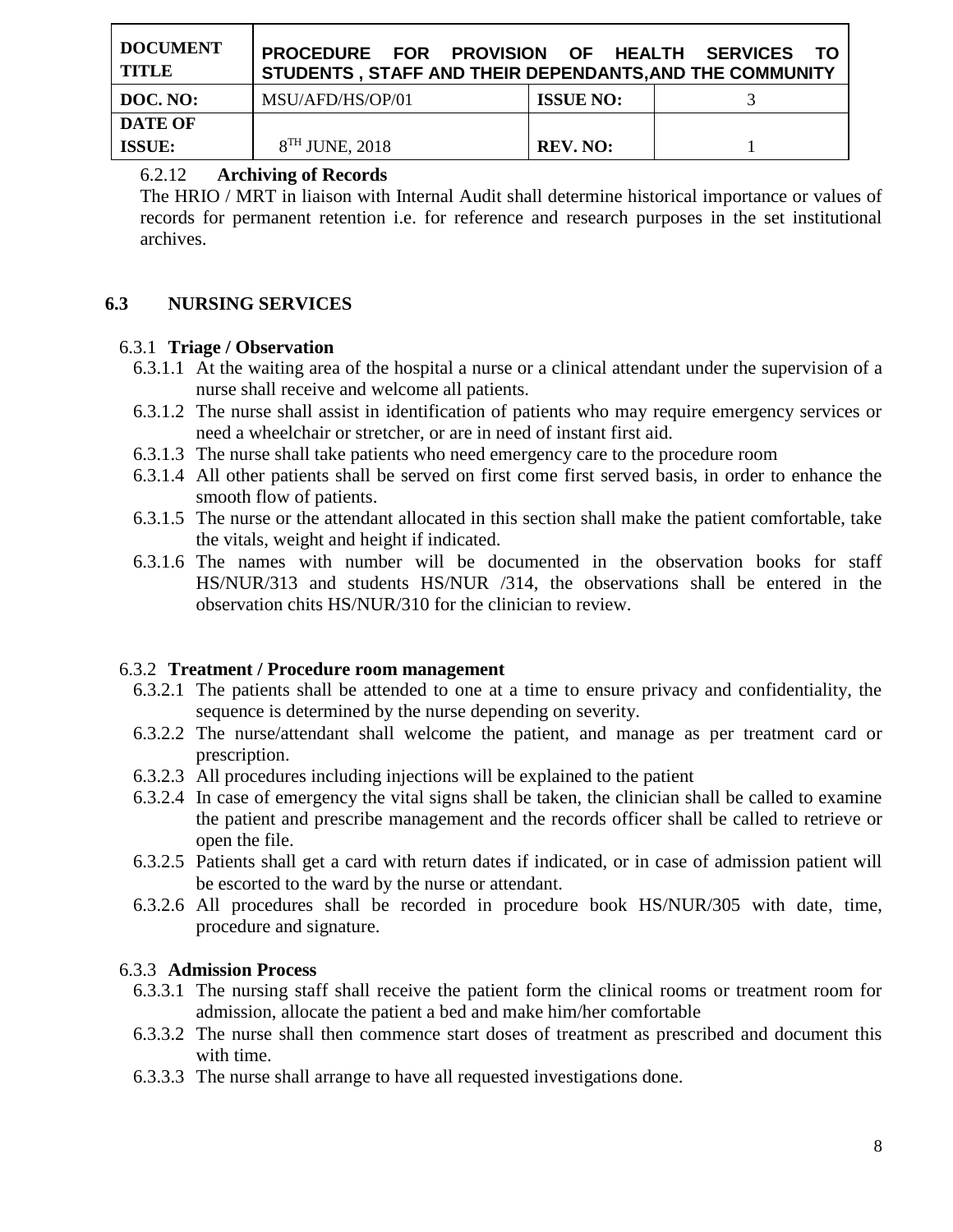#### 6.2.12 Archiving of Records

The HRIO / MRT in liaison with Internal Audit shall determine historical importance or values of records for permanent retention i.e. for reference and research purposes in the set institutional archives.

## 6.3 NURSING SERVICES

### 6.3.1 Triage / Observation

- 6.3.1.1 At the waiting area of the hospital a nurse or a clinical attendant under the supervision of a nurse shall receive and welcome all patients.
- 6.3.1.2 The nurse shall assist in identification of patients who may require emergency services or need a wheelchair or stretcher, or are in need of instant first aid.
- 6.3.1.3 The nurse shall take patients who need emergency care to the procedure room
- 6.3.1.4 All other patients shall be served on first come first served basis, in order to enhance the smooth flow of patients.
- 6.3.1.5 The nurse or the attendant allocated in this section shall make the patient comfortable, take the vitals, weight and height if indicated.
- 6.3.1.6 The names with number will be documented in the observation books for staff HS/NUR/313 and students HS/NUR /314, the observations shall be entered in the observation chits HS/NUR/310 for the clinician to review.

### 6.3.2 Treatment / Procedure room management

- 6.3.2.1 The patients shall be attended to one at a time to ensure privacy and confidentiality, the sequence is determined by the nurse depending on severity.
- 6.3.2.2 The nurse/attendant shall welcome the patient, and manage as per treatment card or prescription.
- 6.3.2.3 All procedures including injections will be explained to the patient
- 6.3.2.4 In case of emergency the vital signs shall be taken, the clinician shall be called to examine the patient and prescribe management and the records officer shall be called to retrieve or open the file.
- 6.3.2.5 Patients shall get a card with return dates if indicated, or in case of admission patient will be escorted to the ward by the nurse or attendant.
- 6.3.2.6 All procedures shall be recorded in procedure book HS/NUR/305 with date, time, procedure and signature.

### 6.3.3 Admission Process

- 6.3.3.1 The nursing staff shall receive the patient form the clinical rooms or treatment room for admission, allocate the patient a bed and make him/her comfortable
- 6.3.3.2 The nurse shall then commence start doses of treatment as prescribed and document this with time.
- 6.3.3.3 The nurse shall arrange to have all requested investigations done.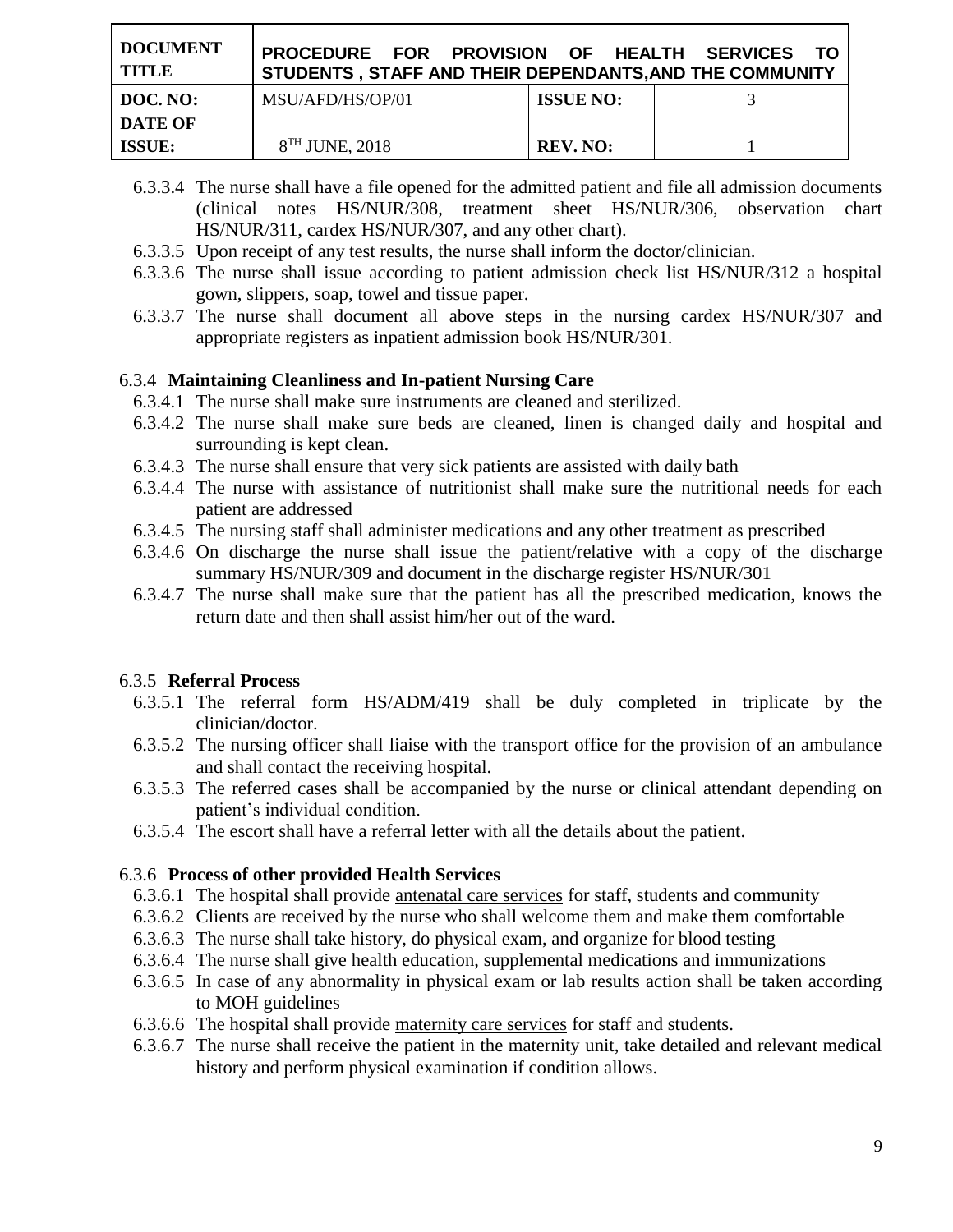- 6.3.3.4 The nurse shall have a file opened for the admitted patient and file all admission documents (clinical notes HS/NUR/308, treatment sheet HS/NUR/306, observation chart HS/NUR/311, cardex HS/NUR/307, and any other chart).
- 6.3.3.5 Upon receipt of any test results, the nurse shall inform the doctor/clinician.
- 6.3.3.6 The nurse shall issue according to patient admission check list HS/NUR/312 a hospital gown, slippers, soap, towel and tissue paper.
- 6.3.3.7 The nurse shall document all above steps in the nursing cardex HS/NUR/307 and appropriate registers as inpatient admission book HS/NUR/301.

6.3.4 **Maintaining Cleanliness and In-patient Nursing Care**

- 6.3.4.1 The nurse shall make sure instruments are cleaned and sterilized.
- 6.3.4.2 The nurse shall make sure beds are cleaned, linen is changed daily and hospital and surrounding is kept clean.
- 6.3.4.3 The nurse shall ensure that very sick patients are assisted with daily bath
- 6.3.4.4 The nurse with assistance of nutritionist shall make sure the nutritional needs for each patient are addressed
- 6.3.4.5 The nursing staff shall administer medications and any other treatment as prescribed
- 6.3.4.6 On discharge the nurse shall issue the patient/relative with a copy of the discharge summary HS/NUR/309 and document in the discharge register HS/NUR/301
- 6.3.4.7 The nurse shall make sure that the patient has all the prescribed medication, knows the return date and then shall assist him/her out of the ward.

6.3.5 **Referral Process**

- 6.3.5.1 The referral form HS/ADM/419 shall be duly completed in triplicate by the clinician/doctor.
- 6.3.5.2 The nursing officer shall liaise with the transport office for the provision of an ambulance and shall contact the receiving hospital.
- 6.3.5.3 The referred cases shall be accompanied by the nurse or clinical attendant depending on patient's individual condition.
- 6.3.5.4 The escort shall have a referral letter with all the details about the patient.

6.3.6 **Process of other provided Health Services**

- 6.3.6.1 The hospital shall provide <u>antenatal care services</u> for staff, students and community
- 6.3.6.2 Clients are received by the nurse who shall welcome them and make them comfortable
- 6.3.6.3 The nurse shall take history, do physical exam, and organize for blood testing
- 6.3.6.4 The nurse shall give health education, supplemental medications and immunizations
- 6.3.6.5 In case of any abnormality in physical exam or lab results action shall be taken according to MOH guidelines
- 6.3.6.6 The hospital shall provide <u>maternity care services</u> for staff and students.
- 6.3.6.7 The nurse shall receive the patient in the maternity unit, take detailed and relevant medical history and perform physical examination if condition allows.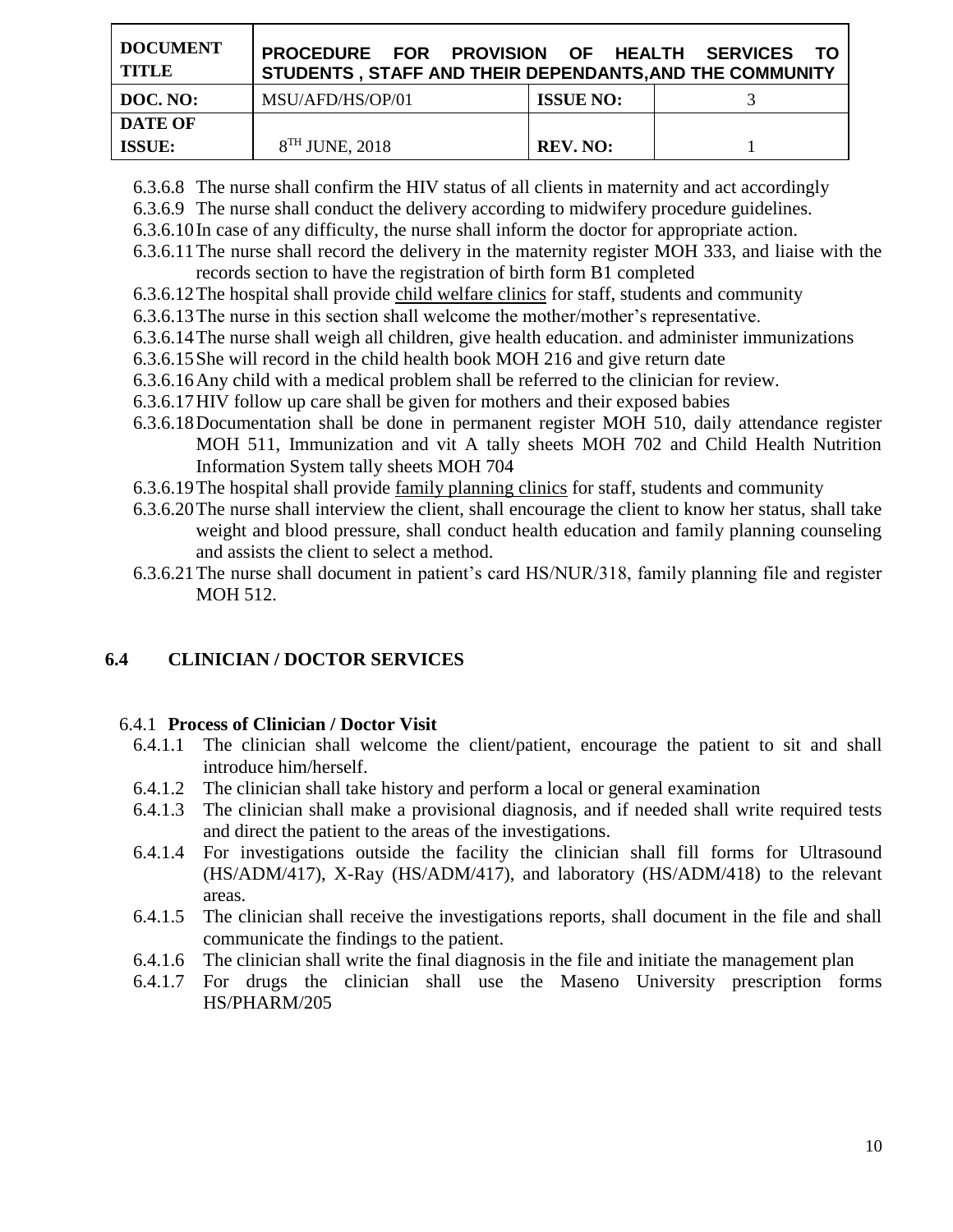6.3.6.8 The nurse shall confirm the HIV status of all clients in maternity and act accordingly

6.3.6.9 The nurse shall conduct the delivery according to midwifery procedure guidelines.

6.3.6.10 In case of any difficulty, the nurse shall inform the doctor for appropriate action.

6.3.6.11 The nurse shall record the delivery in the maternity register MOH 333, and liaise with the records section to have the registration of birth form B1 completed

6.3.6.12 The hospital shall provide <u>child welfare clinics</u> for staff, students and community

6.3.6.13 The nurse in this section shall welcome the mother/mother's representative.

6.3.6.14 The nurse shall weigh all children, give health education. and administer immunizations

6.3.6.15 She will record in the child health book MOH 216 and give return date

6.3.6.16 Any child with a medical problem shall be referred to the clinician for review.

6.3.6.17 HIV follow up care shall be given for mothers and their exposed babies

6.3.6.18 Documentation shall be done in permanent register MOH 510, daily attendance register MOH 511, Immunization and vit A tally sheets MOH 702 and Child Health Nutrition Information System tally sheets MOH 704

6.3.6.19 The hospital shall provide <u>family planning clinics</u> for staff, students and community

6.3.6.20 The nurse shall interview the client, shall encourage the client to know her status, shall take weight and blood pressure, shall conduct health education and family planning counseling and assists the client to select a method.

6.3.6.21 The nurse shall document in patient's card HS/NUR/318, family planning file and register MOH 512.

## 6.4 CLINICIAN / DOCTOR SERVICES

### 6.4.1 Process of Clinician / Doctor Visit

6.4.1.1 The clinician shall welcome the client/patient, encourage the patient to sit and shall introduce him/herself.

6.4.1.2 The clinician shall take history and perform a local or general examination

6.4.1.3 The clinician shall make a provisional diagnosis, and if needed shall write required tests and direct the patient to the areas of the investigations.

6.4.1.4 For investigations outside the facility the clinician shall fill forms for Ultrasound (HS/ADM/417), X-Ray (HS/ADM/417), and laboratory (HS/ADM/418) to the relevant areas.

6.4.1.5 The clinician shall receive the investigations reports, shall document in the file and shall communicate the findings to the patient.

6.4.1.6 The clinician shall write the final diagnosis in the file and initiate the management plan

6.4.1.7 For drugs the clinician shall use the Maseno University prescription forms HS/PHARM/205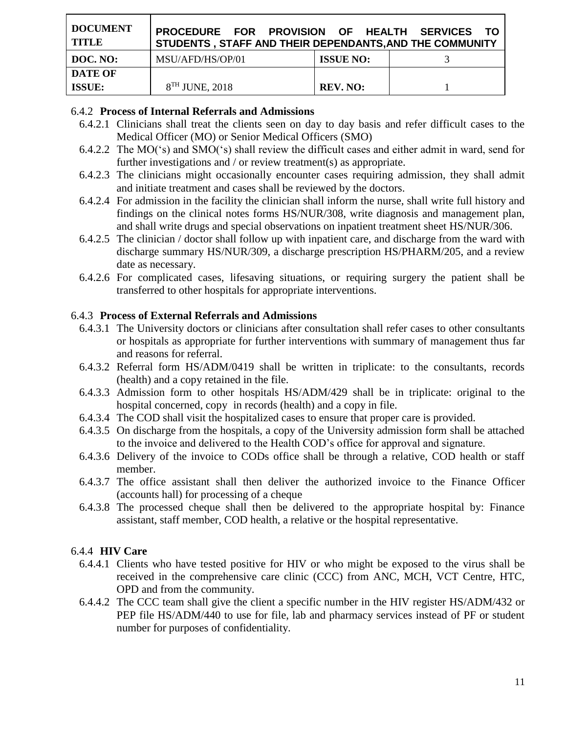### 6.4.2 **Process of Internal Referrals and Admissions**

6.4.2.1 Clinicians shall treat the clients seen on day to day basis and refer difficult cases to the Medical Officer (MO) or Senior Medical Officers (SMO)

6.4.2.2 The MO(‘s) and SMO(‘s) shall review the difficult cases and either admit in ward, send for further investigations and / or review treatment(s) as appropriate.

6.4.2.3 The clinicians might occasionally encounter cases requiring admission, they shall admit and initiate treatment and cases shall be reviewed by the doctors.

6.4.2.4 For admission in the facility the clinician shall inform the nurse, shall write full history and findings on the clinical notes forms HS/NUR/308, write diagnosis and management plan, and shall write drugs and special observations on inpatient treatment sheet HS/NUR/306.

6.4.2.5 The clinician / doctor shall follow up with inpatient care, and discharge from the ward with discharge summary HS/NUR/309, a discharge prescription HS/PHARM/205, and a review date as necessary.

6.4.2.6 For complicated cases, lifesaving situations, or requiring surgery the patient shall be transferred to other hospitals for appropriate interventions.

### 6.4.3 **Process of External Referrals and Admissions**

6.4.3.1 The University doctors or clinicians after consultation shall refer cases to other consultants or hospitals as appropriate for further interventions with summary of management thus far and reasons for referral.

6.4.3.2 Referral form HS/ADM/0419 shall be written in triplicate: to the consultants, records (health) and a copy retained in the file.

6.4.3.3 Admission form to other hospitals HS/ADM/429 shall be in triplicate: original to the hospital concerned, copy in records (health) and a copy in file.

6.4.3.4 The COD shall visit the hospitalized cases to ensure that proper care is provided.

6.4.3.5 On discharge from the hospitals, a copy of the University admission form shall be attached to the invoice and delivered to the Health COD’s office for approval and signature.

6.4.3.6 Delivery of the invoice to CODs office shall be through a relative, COD health or staff member.

6.4.3.7 The office assistant shall then deliver the authorized invoice to the Finance Officer (accounts hall) for processing of a cheque

6.4.3.8 The processed cheque shall then be delivered to the appropriate hospital by: Finance assistant, staff member, COD health, a relative or the hospital representative.

### 6.4.4 **HIV Care**

6.4.4.1 Clients who have tested positive for HIV or who might be exposed to the virus shall be received in the comprehensive care clinic (CCC) from ANC, MCH, VCT Centre, HTC, OPD and from the community.

6.4.4.2 The CCC team shall give the client a specific number in the HIV register HS/ADM/432 or PEP file HS/ADM/440 to use for file, lab and pharmacy services instead of PF or student number for purposes of confidentiality.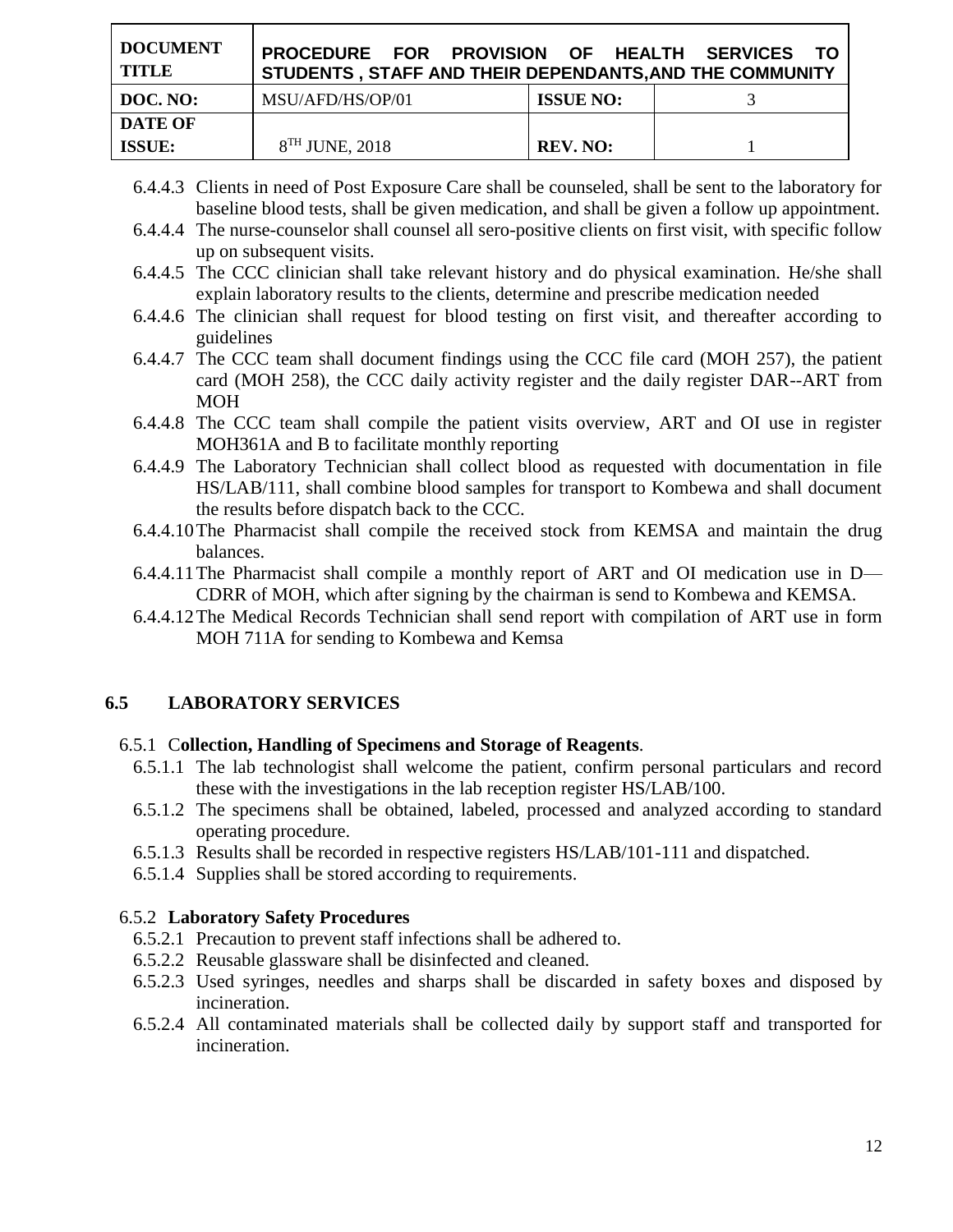6.4.4.3 Clients in need of Post Exposure Care shall be counseled, shall be sent to the laboratory for baseline blood tests, shall be given medication, and shall be given a follow up appointment.

6.4.4.4 The nurse-counselor shall counsel all sero-positive clients on first visit, with specific follow up on subsequent visits.

6.4.4.5 The CCC clinician shall take relevant history and do physical examination. He/she shall explain laboratory results to the clients, determine and prescribe medication needed

6.4.4.6 The clinician shall request for blood testing on first visit, and thereafter according to guidelines

6.4.4.7 The CCC team shall document findings using the CCC file card (MOH 257), the patient card (MOH 258), the CCC daily activity register and the daily register DAR--ART from MOH

6.4.4.8 The CCC team shall compile the patient visits overview, ART and OI use in register MOH361A and B to facilitate monthly reporting

6.4.4.9 The Laboratory Technician shall collect blood as requested with documentation in file HS/LAB/111, shall combine blood samples for transport to Kombewa and shall document the results before dispatch back to the CCC.

6.4.4.10 The Pharmacist shall compile the received stock from KEMSA and maintain the drug balances.

6.4.4.11 The Pharmacist shall compile a monthly report of ART and OI medication use in D—CDRR of MOH, which after signing by the chairman is send to Kombewa and KEMSA.

6.4.4.12 The Medical Records Technician shall send report with compilation of ART use in form MOH 711A for sending to Kombewa and Kemsa

## 6.5 LABORATORY SERVICES

### 6.5.1 Collection, Handling of Specimens and Storage of Reagents.

6.5.1.1 The lab technologist shall welcome the patient, confirm personal particulars and record these with the investigations in the lab reception register HS/LAB/100.

6.5.1.2 The specimens shall be obtained, labeled, processed and analyzed according to standard operating procedure.

6.5.1.3 Results shall be recorded in respective registers HS/LAB/101-111 and dispatched.

6.5.1.4 Supplies shall be stored according to requirements.

### 6.5.2 Laboratory Safety Procedures

6.5.2.1 Precaution to prevent staff infections shall be adhered to.

6.5.2.2 Reusable glassware shall be disinfected and cleaned.

6.5.2.3 Used syringes, needles and sharps shall be discarded in safety boxes and disposed by incineration.

6.5.2.4 All contaminated materials shall be collected daily by support staff and transported for incineration.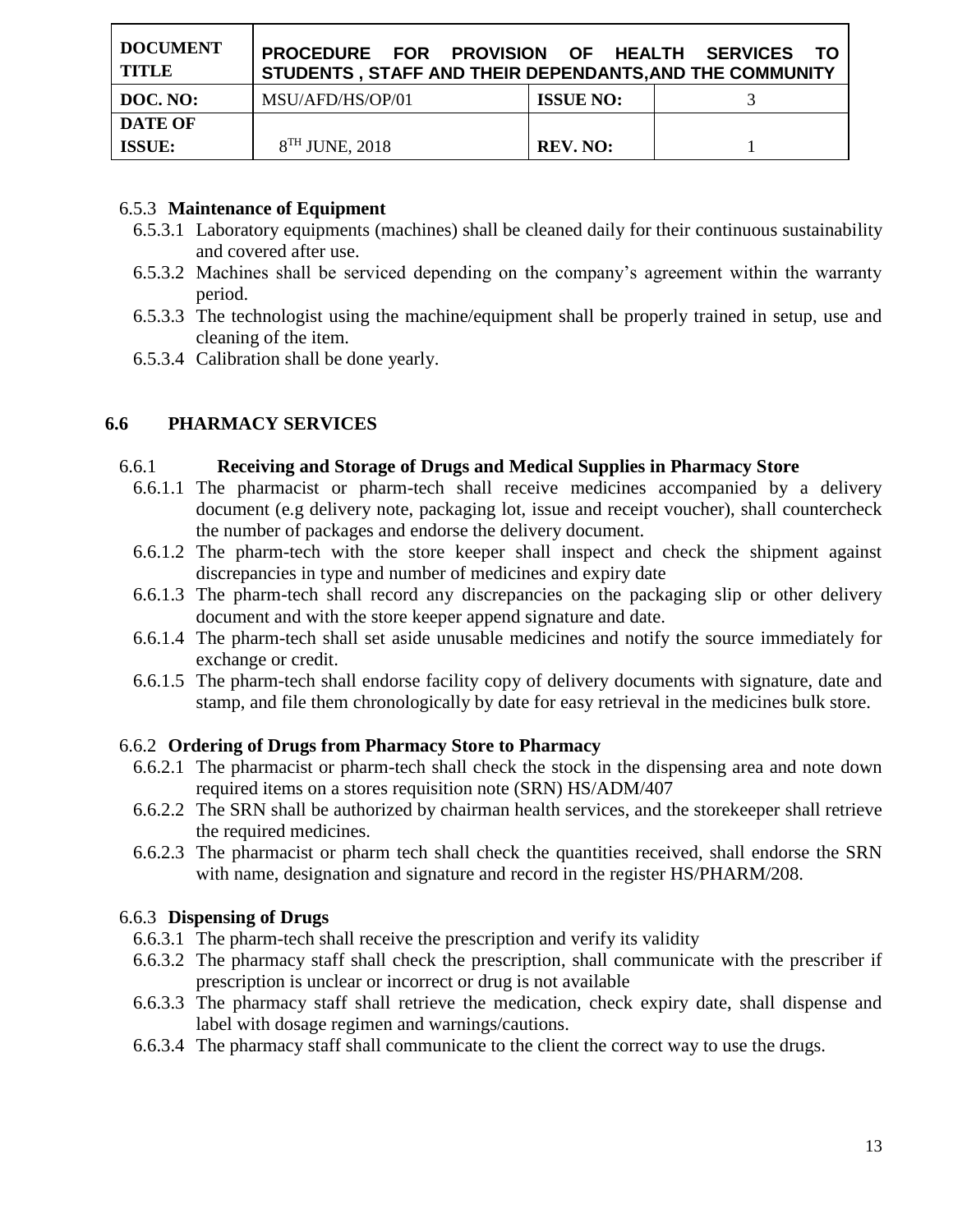#### 6.5.3 Maintenance of Equipment

6.5.3.1 Laboratory equipments (machines) shall be cleaned daily for their continuous sustainability and covered after use.

6.5.3.2 Machines shall be serviced depending on the company's agreement within the warranty period.

6.5.3.3 The technologist using the machine/equipment shall be properly trained in setup, use and cleaning of the item.

6.5.3.4 Calibration shall be done yearly.

## 6.6 PHARMACY SERVICES

### 6.6.1 Receiving and Storage of Drugs and Medical Supplies in Pharmacy Store

6.6.1.1 The pharmacist or pharm-tech shall receive medicines accompanied by a delivery document (e.g delivery note, packaging lot, issue and receipt voucher), shall countercheck the number of packages and endorse the delivery document.

6.6.1.2 The pharm-tech with the store keeper shall inspect and check the shipment against discrepancies in type and number of medicines and expiry date

6.6.1.3 The pharm-tech shall record any discrepancies on the packaging slip or other delivery document and with the store keeper append signature and date.

6.6.1.4 The pharm-tech shall set aside unusable medicines and notify the source immediately for exchange or credit.

6.6.1.5 The pharm-tech shall endorse facility copy of delivery documents with signature, date and stamp, and file them chronologically by date for easy retrieval in the medicines bulk store.

### 6.6.2 Ordering of Drugs from Pharmacy Store to Pharmacy

6.6.2.1 The pharmacist or pharm-tech shall check the stock in the dispensing area and note down required items on a stores requisition note (SRN) HS/ADM/407

6.6.2.2 The SRN shall be authorized by chairman health services, and the storekeeper shall retrieve the required medicines.

6.6.2.3 The pharmacist or pharm tech shall check the quantities received, shall endorse the SRN with name, designation and signature and record in the register HS/PHARM/208.

### 6.6.3 Dispensing of Drugs

6.6.3.1 The pharm-tech shall receive the prescription and verify its validity

6.6.3.2 The pharmacy staff shall check the prescription, shall communicate with the prescriber if prescription is unclear or incorrect or drug is not available

6.6.3.3 The pharmacy staff shall retrieve the medication, check expiry date, shall dispense and label with dosage regimen and warnings/cautions.

6.6.3.4 The pharmacy staff shall communicate to the client the correct way to use the drugs.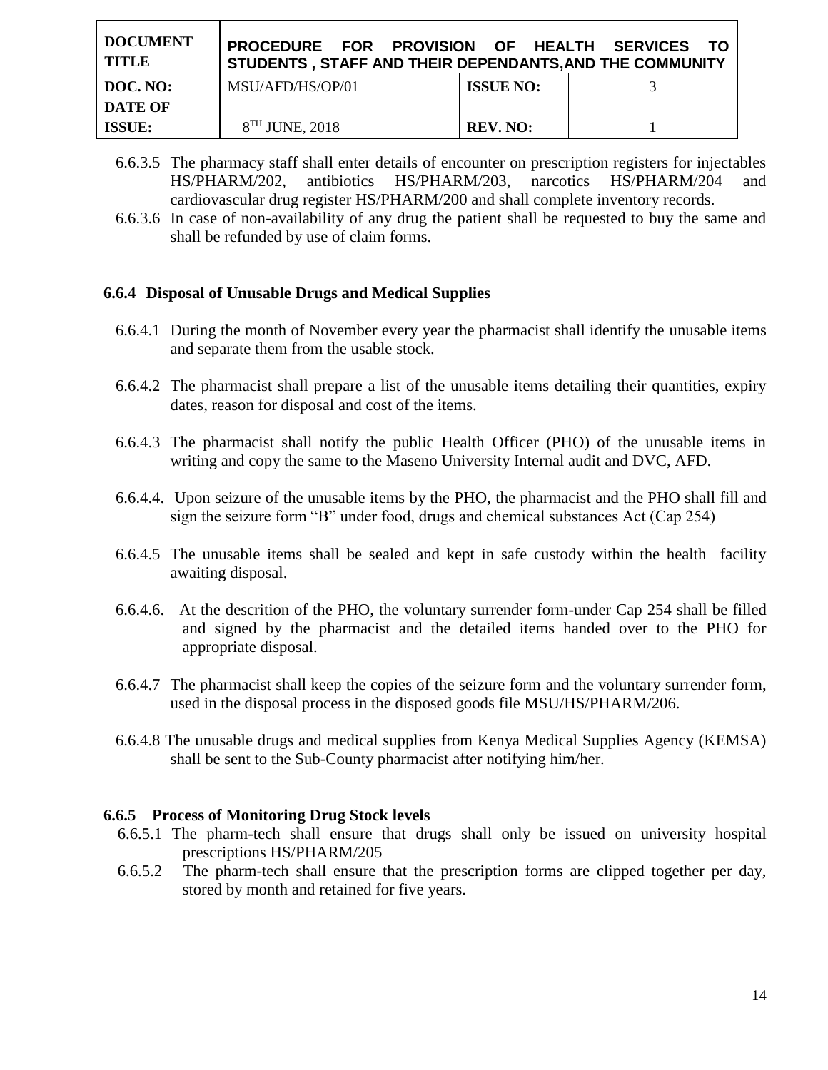6.6.3.5 The pharmacy staff shall enter details of encounter on prescription registers for injectables HS/PHARM/202, antibiotics HS/PHARM/203, narcotics HS/PHARM/204 and cardiovascular drug register HS/PHARM/200 and shall complete inventory records.

6.6.3.6 In case of non-availability of any drug the patient shall be requested to buy the same and shall be refunded by use of claim forms.

### 6.6.4 Disposal of Unusable Drugs and Medical Supplies

6.6.4.1 During the month of November every year the pharmacist shall identify the unusable items and separate them from the usable stock.

6.6.4.2 The pharmacist shall prepare a list of the unusable items detailing their quantities, expiry dates, reason for disposal and cost of the items.

6.6.4.3 The pharmacist shall notify the public Health Officer (PHO) of the unusable items in writing and copy the same to the Maseno University Internal audit and DVC, AFD.

6.6.4.4. Upon seizure of the unusable items by the PHO, the pharmacist and the PHO shall fill and sign the seizure form "B" under food, drugs and chemical substances Act (Cap 254)

6.6.4.5 The unusable items shall be sealed and kept in safe custody within the health facility awaiting disposal.

6.6.4.6. At the descrition of the PHO, the voluntary surrender form-under Cap 254 shall be filled and signed by the pharmacist and the detailed items handed over to the PHO for appropriate disposal.

6.6.4.7 The pharmacist shall keep the copies of the seizure form and the voluntary surrender form, used in the disposal process in the disposed goods file MSU/HS/PHARM/206.

6.6.4.8 The unusable drugs and medical supplies from Kenya Medical Supplies Agency (KEMSA) shall be sent to the Sub-County pharmacist after notifying him/her.

### 6.6.5 Process of Monitoring Drug Stock levels

6.6.5.1 The pharm-tech shall ensure that drugs shall only be issued on university hospital prescriptions HS/PHARM/205

6.6.5.2 The pharm-tech shall ensure that the prescription forms are clipped together per day, stored by month and retained for five years.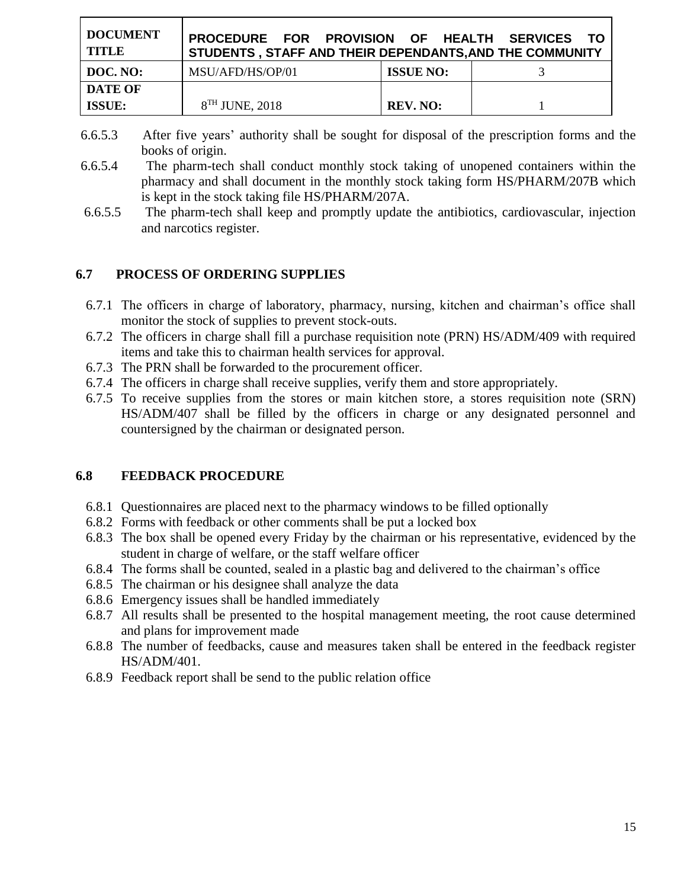| DOCUMENT TITLE | PROCEDURE FOR PROVISION OF HEALTH SERVICES TO STUDENTS , STAFF AND THEIR DEPENDANTS,AND THE COMMUNITY | | |
|---|---|---|---|
| DOC. NO: | MSU/AFD/HS/OP/01 | ISSUE NO: | 3 |
| DATE OF ISSUE: | 8TH JUNE, 2018 | REV. NO: | 1 |

6.6.5.3 After five years' authority shall be sought for disposal of the prescription forms and the books of origin.

6.6.5.4 The pharm-tech shall conduct monthly stock taking of unopened containers within the pharmacy and shall document in the monthly stock taking form HS/PHARM/207B which is kept in the stock taking file HS/PHARM/207A.

6.6.5.5 The pharm-tech shall keep and promptly update the antibiotics, cardiovascular, injection and narcotics register.

## 6.7 PROCESS OF ORDERING SUPPLIES

6.7.1 The officers in charge of laboratory, pharmacy, nursing, kitchen and chairman's office shall monitor the stock of supplies to prevent stock-outs.

6.7.2 The officers in charge shall fill a purchase requisition note (PRN) HS/ADM/409 with required items and take this to chairman health services for approval.

6.7.3 The PRN shall be forwarded to the procurement officer.

6.7.4 The officers in charge shall receive supplies, verify them and store appropriately.

6.7.5 To receive supplies from the stores or main kitchen store, a stores requisition note (SRN) HS/ADM/407 shall be filled by the officers in charge or any designated personnel and countersigned by the chairman or designated person.

## 6.8 FEEDBACK PROCEDURE

6.8.1 Questionnaires are placed next to the pharmacy windows to be filled optionally

6.8.2 Forms with feedback or other comments shall be put a locked box

6.8.3 The box shall be opened every Friday by the chairman or his representative, evidenced by the student in charge of welfare, or the staff welfare officer

6.8.4 The forms shall be counted, sealed in a plastic bag and delivered to the chairman's office

6.8.5 The chairman or his designee shall analyze the data

6.8.6 Emergency issues shall be handled immediately

6.8.7 All results shall be presented to the hospital management meeting, the root cause determined and plans for improvement made

6.8.8 The number of feedbacks, cause and measures taken shall be entered in the feedback register HS/ADM/401.

6.8.9 Feedback report shall be send to the public relation office